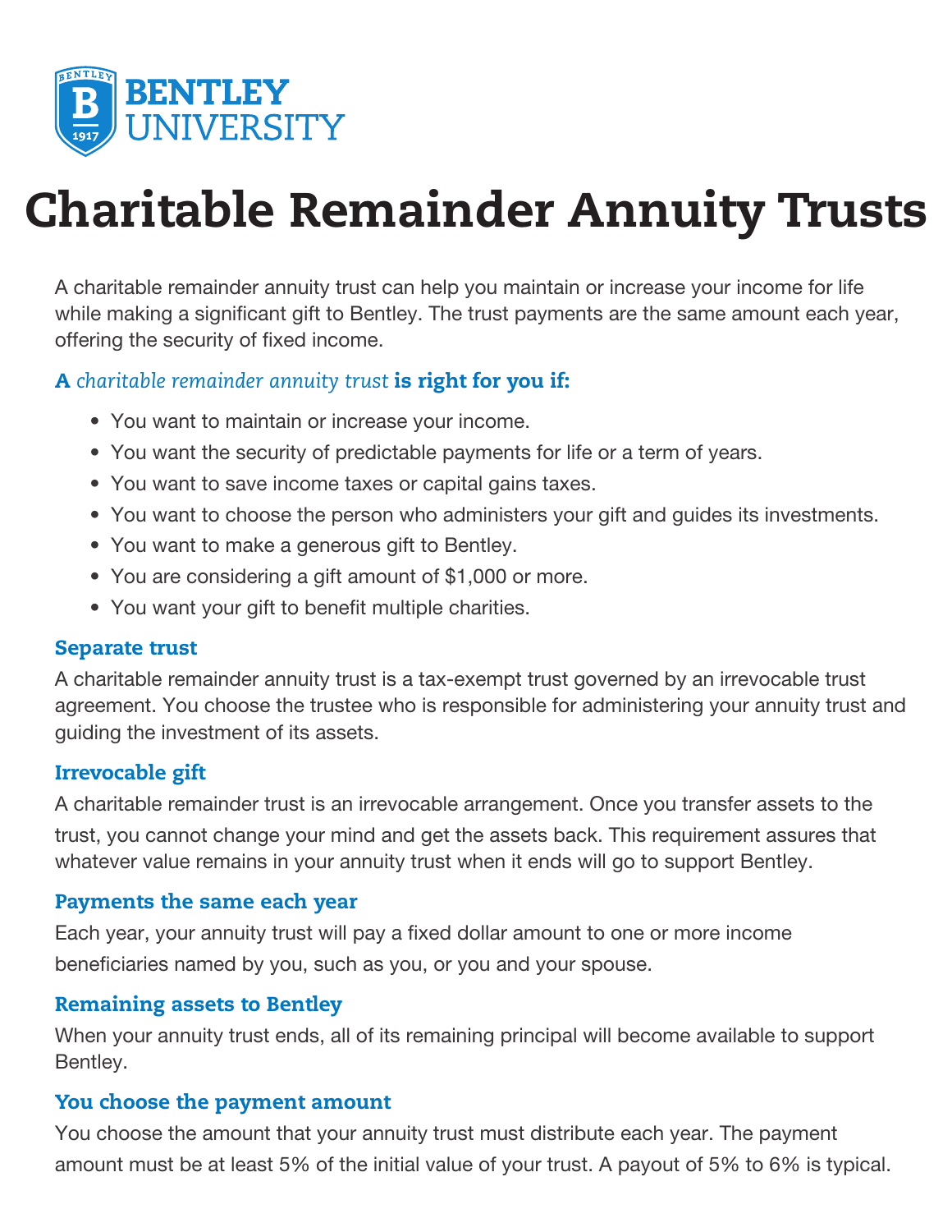# Charitable Remainder Annuity Trusts

A charitable remainder annuity trust can help you maintain or increase your income for life while making a significant gift to Bentley. The trust payments are the same amount each year, offering the security of fixed income.

### A *charitable remainder annuity trust* is right for you if:

- You want to maintain or increase your income.
- You want the security of predictable payments for life or a term of years.
- You want to save income taxes or capital gains taxes.
- You want to choose the person who administers your gift and guides its investments.
- You want to make a generous gift to Bentley.
- You are considering a gift amount of $1,000 or more.
- You want your gift to benefit multiple charities.

### Separate trust

A charitable remainder annuity trust is a tax-exempt trust governed by an irrevocable trust agreement. You choose the trustee who is responsible for administering your annuity trust and guiding the investment of its assets.

### Irrevocable gift

A charitable remainder trust is an irrevocable arrangement. Once you transfer assets to the trust, you cannot change your mind and get the assets back. This requirement assures that whatever value remains in your annuity trust when it ends will go to support Bentley.

### Payments the same each year

Each year, your annuity trust will pay a fixed dollar amount to one or more income beneficiaries named by you, such as you, or you and your spouse.

### Remaining assets to Bentley

When your annuity trust ends, all of its remaining principal will become available to support Bentley.

### You choose the payment amount

You choose the amount that your annuity trust must distribute each year. The payment amount must be at least 5% of the initial value of your trust. A payout of 5% to 6% is typical.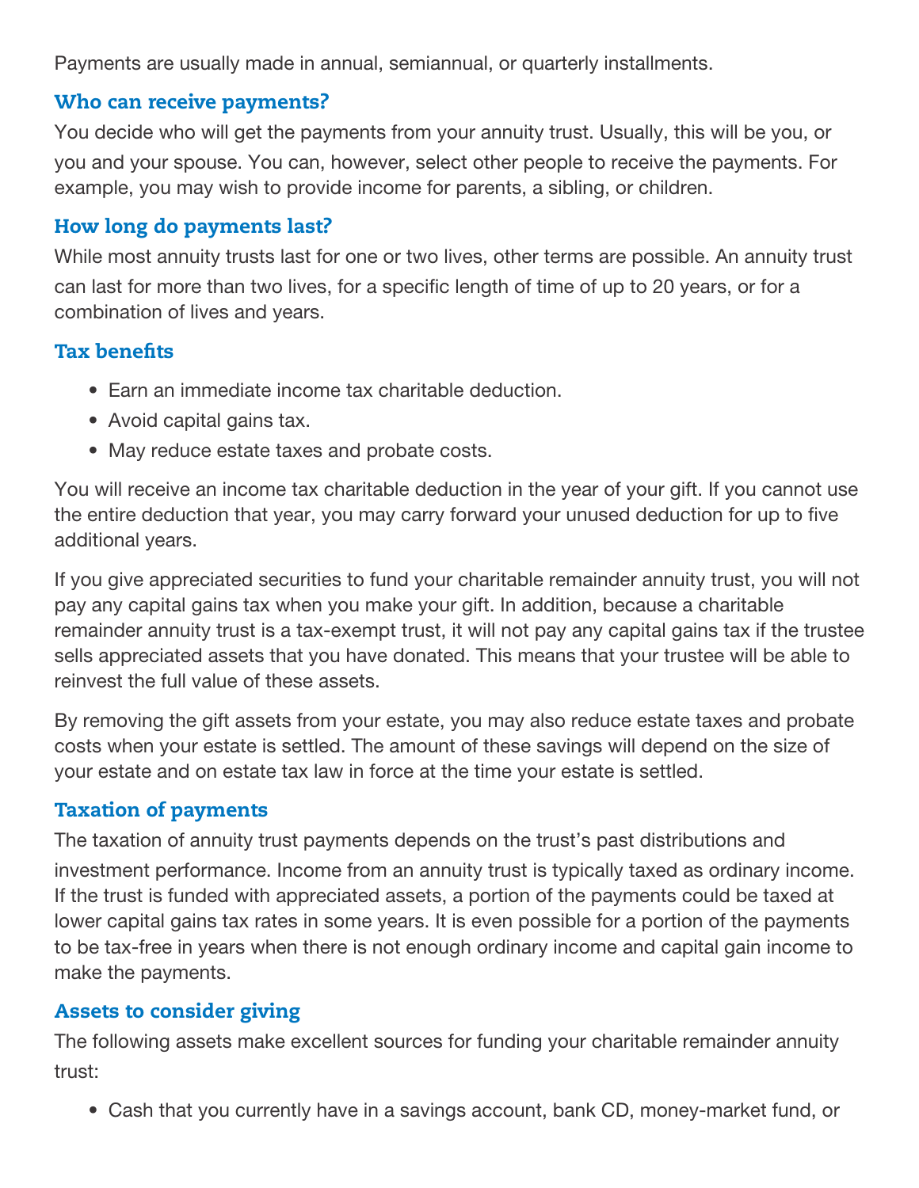Payments are usually made in annual, semiannual, or quarterly installments.

### Who can receive payments?

You decide who will get the payments from your annuity trust. Usually, this will be you, or you and your spouse. You can, however, select other people to receive the payments. For example, you may wish to provide income for parents, a sibling, or children.

### How long do payments last?

While most annuity trusts last for one or two lives, other terms are possible. An annuity trust can last for more than two lives, for a specific length of time of up to 20 years, or for a combination of lives and years.

### Tax benefits

- Earn an immediate income tax charitable deduction.
- Avoid capital gains tax.
- May reduce estate taxes and probate costs.

You will receive an income tax charitable deduction in the year of your gift. If you cannot use the entire deduction that year, you may carry forward your unused deduction for up to five additional years.

If you give appreciated securities to fund your charitable remainder annuity trust, you will not pay any capital gains tax when you make your gift. In addition, because a charitable remainder annuity trust is a tax-exempt trust, it will not pay any capital gains tax if the trustee sells appreciated assets that you have donated. This means that your trustee will be able to reinvest the full value of these assets.

By removing the gift assets from your estate, you may also reduce estate taxes and probate costs when your estate is settled. The amount of these savings will depend on the size of your estate and on estate tax law in force at the time your estate is settled.

### Taxation of payments

The taxation of annuity trust payments depends on the trust's past distributions and investment performance. Income from an annuity trust is typically taxed as ordinary income. If the trust is funded with appreciated assets, a portion of the payments could be taxed at lower capital gains tax rates in some years. It is even possible for a portion of the payments to be tax-free in years when there is not enough ordinary income and capital gain income to make the payments.

### Assets to consider giving

The following assets make excellent sources for funding your charitable remainder annuity trust:

- Cash that you currently have in a savings account, bank CD, money-market fund, or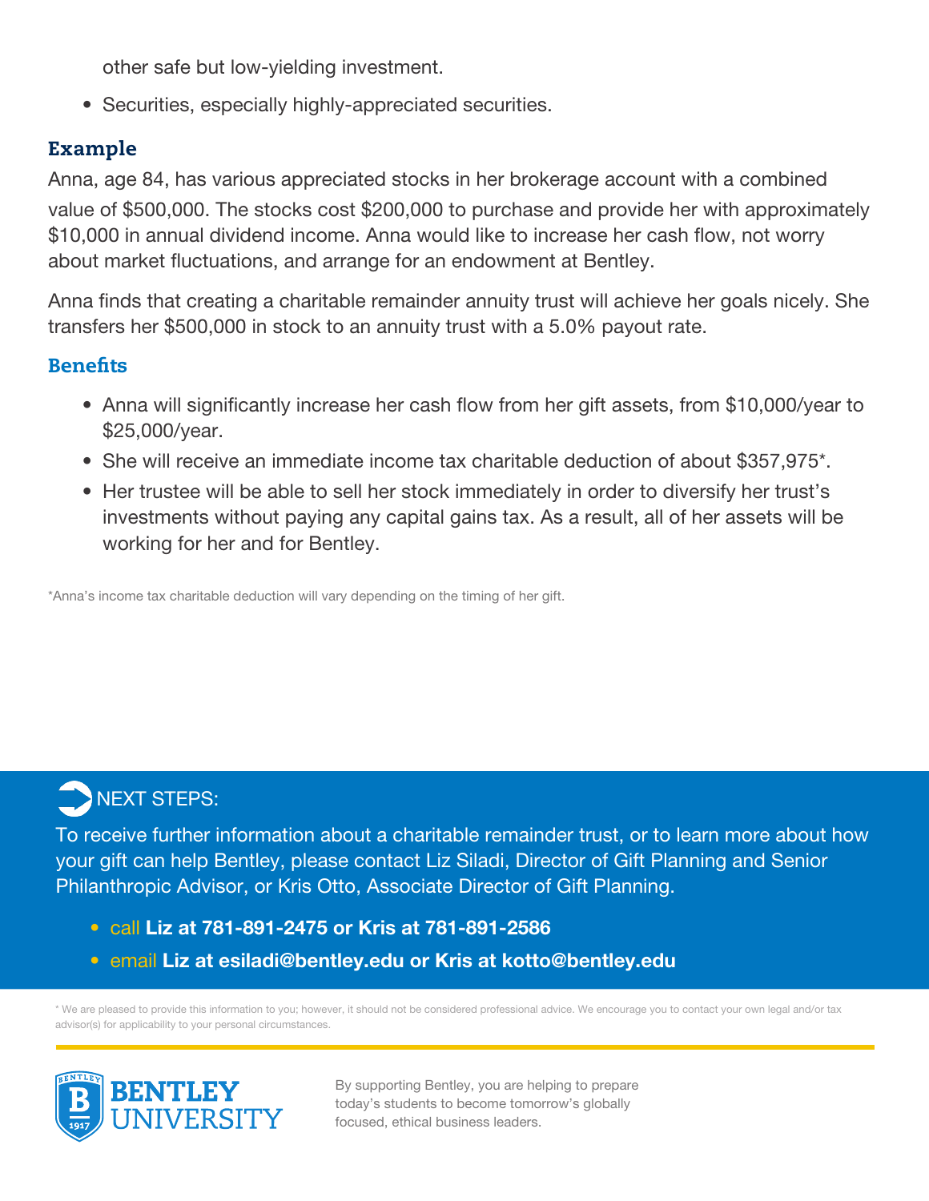other safe but low-yielding investment.

- Securities, especially highly-appreciated securities.

## Example

Anna, age 84, has various appreciated stocks in her brokerage account with a combined value of $500,000. The stocks cost $200,000 to purchase and provide her with approximately $10,000 in annual dividend income. Anna would like to increase her cash flow, not worry about market fluctuations, and arrange for an endowment at Bentley.

Anna finds that creating a charitable remainder annuity trust will achieve her goals nicely. She transfers her $500,000 in stock to an annuity trust with a 5.0% payout rate.

## Benefits

- Anna will significantly increase her cash flow from her gift assets, from $10,000/year to $25,000/year.
- She will receive an immediate income tax charitable deduction of about $357,975*.
- Her trustee will be able to sell her stock immediately in order to diversify her trust's investments without paying any capital gains tax. As a result, all of her assets will be working for her and for Bentley.

*Anna's income tax charitable deduction will vary depending on the timing of her gift.

## NEXT STEPS:

To receive further information about a charitable remainder trust, or to learn more about how your gift can help Bentley, please contact Liz Siladi, Director of Gift Planning and Senior Philanthropic Advisor, or Kris Otto, Associate Director of Gift Planning.

- call **Liz at 781-891-2475 or Kris at 781-891-2586**
- email **Liz at esiladi@bentley.edu or Kris at kotto@bentley.edu**

* We are pleased to provide this information to you; however, it should not be considered professional advice. We encourage you to contact your own legal and/or tax advisor(s) for applicability to your personal circumstances.

BENTLEY UNIVERSITY

By supporting Bentley, you are helping to prepare today's students to become tomorrow's globally focused, ethical business leaders.